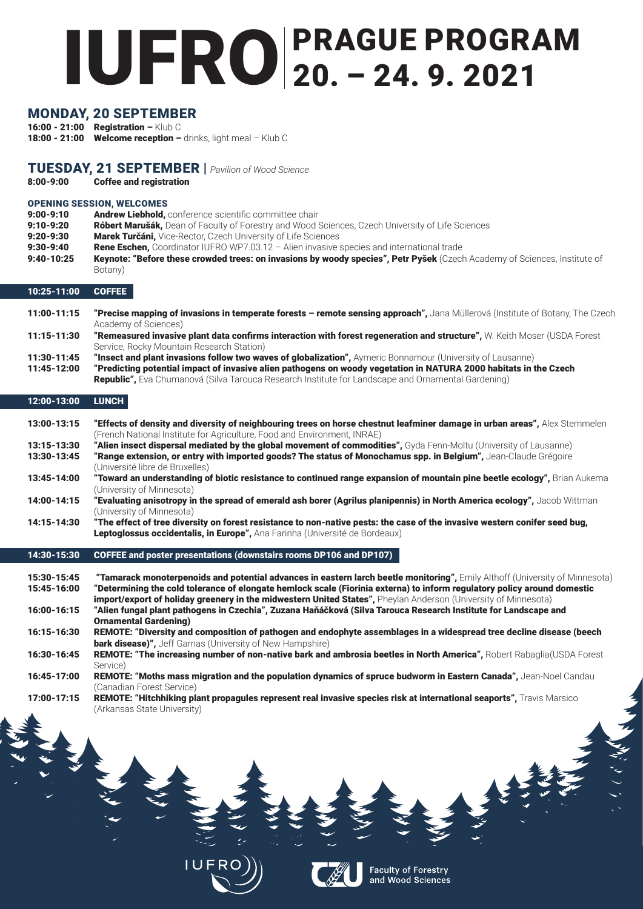# IUFRO PRAGUE PROGRAM 20. – 24. 9. 2021

## MONDAY, 20 SEPTEMBER

**16:00 - 21:00** **Registration –** Klub C
**18:00 - 21:00** **Welcome reception –** drinks, light meal – Klub C

## TUESDAY, 21 SEPTEMBER | *Pavilion of Wood Science*

**8:00-9:00** **Coffee and registration**

### OPENING SESSION, WELCOMES

**9:00-9:10** **Andrew Liebhold,** conference scientific committee chair
**9:10-9:20** **Róbert Marušák,** Dean of Faculty of Forestry and Wood Sciences, Czech University of Life Sciences
**9:20-9:30** **Marek Turčáni,** Vice-Rector, Czech University of Life Sciences
**9:30-9:40** **Rene Eschen,** Coordinator IUFRO WP7.03.12 – Alien invasive species and international trade
**9:40-10:25** **Keynote: "Before these crowded trees: on invasions by woody species", Petr Pyšek** (Czech Academy of Sciences, Institute of Botany)

**10:25-11:00** **COFFEE**

**11:00-11:15** **"Precise mapping of invasions in temperate forests – remote sensing approach",** Jana Müllerová (Institute of Botany, The Czech Academy of Sciences)
**11:15-11:30** **"Remeasured invasive plant data confirms interaction with forest regeneration and structure",** W. Keith Moser (USDA Forest Service, Rocky Mountain Research Station)
**11:30-11:45** **"Insect and plant invasions follow two waves of globalization",** Aymeric Bonnamour (University of Lausanne)
**11:45-12:00** **"Predicting potential impact of invasive alien pathogens on woody vegetation in NATURA 2000 habitats in the Czech Republic",** Eva Chumanová (Silva Tarouca Research Institute for Landscape and Ornamental Gardening)

**12:00-13:00** **LUNCH**

**13:00-13:15** **"Effects of density and diversity of neighbouring trees on horse chestnut leafminer damage in urban areas",** Alex Stemmelen (French National Institute for Agriculture, Food and Environment, INRAE)
**13:15-13:30** **"Alien insect dispersal mediated by the global movement of commodities",** Gyda Fenn-Moltu (University of Lausanne)
**13:30-13:45** **"Range extension, or entry with imported goods? The status of Monochamus spp. in Belgium",** Jean-Claude Grégoire (Université libre de Bruxelles)
**13:45-14:00** **"Toward an understanding of biotic resistance to continued range expansion of mountain pine beetle ecology",** Brian Aukema (University of Minnesota)
**14:00-14:15** **"Evaluating anisotropy in the spread of emerald ash borer (Agrilus planipennis) in North America ecology",** Jacob Wittman (University of Minnesota)
**14:15-14:30** **"The effect of tree diversity on forest resistance to non-native pests: the case of the invasive western conifer seed bug, Leptoglossus occidentalis, in Europe",** Ana Farinha (Université de Bordeaux)

**14:30-15:30** **COFFEE and poster presentations (downstairs rooms DP106 and DP107)**

**15:30-15:45** **"Tamarack monoterpenoids and potential advances in eastern larch beetle monitoring",** Emily Althoff (University of Minnesota)
**15:45-16:00** **"Determining the cold tolerance of elongate hemlock scale (Fiorinia externa) to inform regulatory policy around domestic import/export of holiday greenery in the midwestern United States",** Pheylan Anderson (University of Minnesota)
**16:00-16:15** **"Alien fungal plant pathogens in Czechia", Zuzana Haňáčková (Silva Tarouca Research Institute for Landscape and Ornamental Gardening)**
**16:15-16:30** **REMOTE: "Diversity and composition of pathogen and endophyte assemblages in a widespread tree decline disease (beech bark disease)",** Jeff Garnas (University of New Hampshire)
**16:30-16:45** **REMOTE: "The increasing number of non-native bark and ambrosia beetles in North America",** Robert Rabaglia(USDA Forest Service)
**16:45-17:00** **REMOTE: "Moths mass migration and the population dynamics of spruce budworm in Eastern Canada",** Jean-Noel Candau (Canadian Forest Service)
**17:00-17:15** **REMOTE: "Hitchhiking plant propagules represent real invasive species risk at international seaports",** Travis Marsico (Arkansas State University)

IUFRO | CZU Faculty of Forestry and Wood Sciences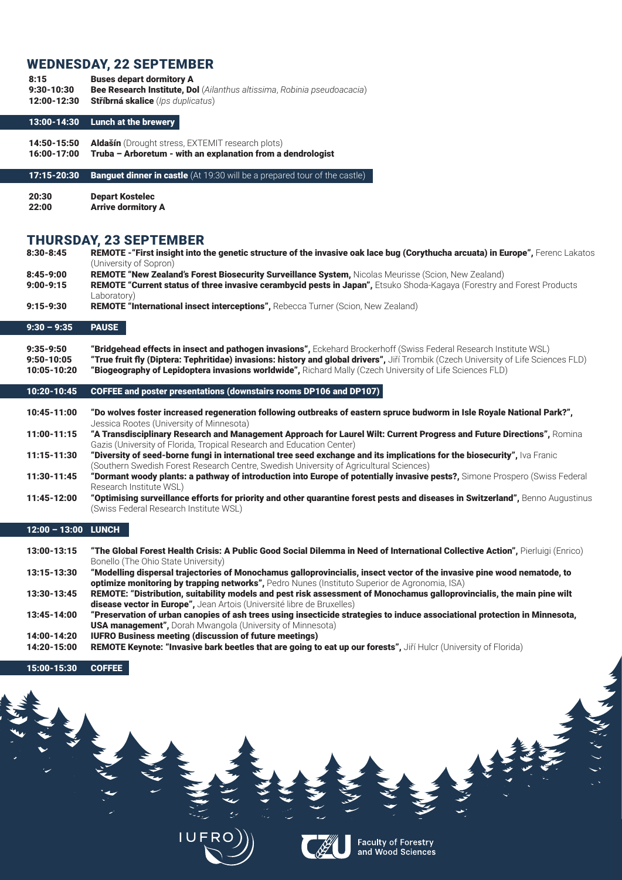## WEDNESDAY, 22 SEPTEMBER

| | |
|---|---|
| 8:15 | **Buses depart dormitory A** |
| 9:30-10:30 | **Bee Research Institute, Dol** (*Ailanthus altissima, Robinia pseudoacacia*) |
| 12:00-12:30 | **Stříbrná skalice** (*Ips duplicatus*) |
| **13:00-14:30** | **Lunch at the brewery** |
| 14:50-15:50 | **Aldašín** (Drought stress, EXTEMIT research plots) |
| 16:00-17:00 | **Truba – Arboretum - with an explanation from a dendrologist** |
| **17:15-20:30** | **Banquet dinner in castle** (At 19:30 will be a prepared tour of the castle) |
| 20:30 | **Depart Kostelec** |
| 22:00 | **Arrive dormitory A** |

## THURSDAY, 23 SEPTEMBER

| | |
|---|---|
| 8:30-8:45 | **REMOTE -"First insight into the genetic structure of the invasive oak lace bug (Corythucha arcuata) in Europe",** Ferenc Lakatos (University of Sopron) |
| 8:45-9:00 | **REMOTE "New Zealand's Forest Biosecurity Surveillance System,** Nicolas Meurisse (Scion, New Zealand) |
| 9:00-9:15 | **REMOTE "Current status of three invasive cerambycid pests in Japan",** Etsuko Shoda-Kagaya (Forestry and Forest Products Laboratory) |
| 9:15-9:30 | **REMOTE "International insect interceptions",** Rebecca Turner (Scion, New Zealand) |
| **9:30 – 9:35** | **PAUSE** |
| 9:35-9:50 | **"Bridgehead effects in insect and pathogen invasions",** Eckehard Brockerhoff (Swiss Federal Research Institute WSL) |
| 9:50-10:05 | **"True fruit fly (Diptera: Tephritidae) invasions: history and global drivers",** Jiří Trombik (Czech University of Life Sciences FLD) |
| 10:05-10:20 | **"Biogeography of Lepidoptera invasions worldwide",** Richard Mally (Czech University of Life Sciences FLD) |
| **10:20-10:45** | **COFFEE and poster presentations (downstairs rooms DP106 and DP107)** |
| 10:45-11:00 | **"Do wolves foster increased regeneration following outbreaks of eastern spruce budworm in Isle Royale National Park?",** Jessica Rootes (University of Minnesota) |
| 11:00-11:15 | **"A Transdisciplinary Research and Management Approach for Laurel Wilt: Current Progress and Future Directions",** Romina Gazis (University of Florida, Tropical Research and Education Center) |
| 11:15-11:30 | **"Diversity of seed-borne fungi in international tree seed exchange and its implications for the biosecurity",** Iva Franic (Southern Swedish Forest Research Centre, Swedish University of Agricultural Sciences) |
| 11:30-11:45 | **"Dormant woody plants: a pathway of introduction into Europe of potentially invasive pests?,** Simone Prospero (Swiss Federal Research Institute WSL) |
| 11:45-12:00 | **"Optimising surveillance efforts for priority and other quarantine forest pests and diseases in Switzerland",** Benno Augustinus (Swiss Federal Research Institute WSL) |
| **12:00 – 13:00** | **LUNCH** |
| 13:00-13:15 | **"The Global Forest Health Crisis: A Public Good Social Dilemma in Need of International Collective Action",** Pierluigi (Enrico) Bonello (The Ohio State University) |
| 13:15-13:30 | **"Modelling dispersal trajectories of Monochamus galloprovincialis, insect vector of the invasive pine wood nematode, to optimize monitoring by trapping networks",** Pedro Nunes (Instituto Superior de Agronomia, ISA) |
| 13:30-13:45 | **REMOTE: "Distribution, suitability models and pest risk assessment of Monochamus galloprovincialis, the main pine wilt disease vector in Europe",** Jean Artois (Université libre de Bruxelles) |
| 13:45-14:00 | **"Preservation of urban canopies of ash trees using insecticide strategies to induce associational protection in Minnesota, USA management",** Dorah Mwangola (University of Minnesota) |
| 14:00-14:20 | **IUFRO Business meeting (discussion of future meetings)** |
| 14:20-15:00 | **REMOTE Keynote: "Invasive bark beetles that are going to eat up our forests",** Jiří Hulcr (University of Florida) |
| **15:00-15:30** | **COFFEE** |

IUFRO

Faculty of Forestry and Wood Sciences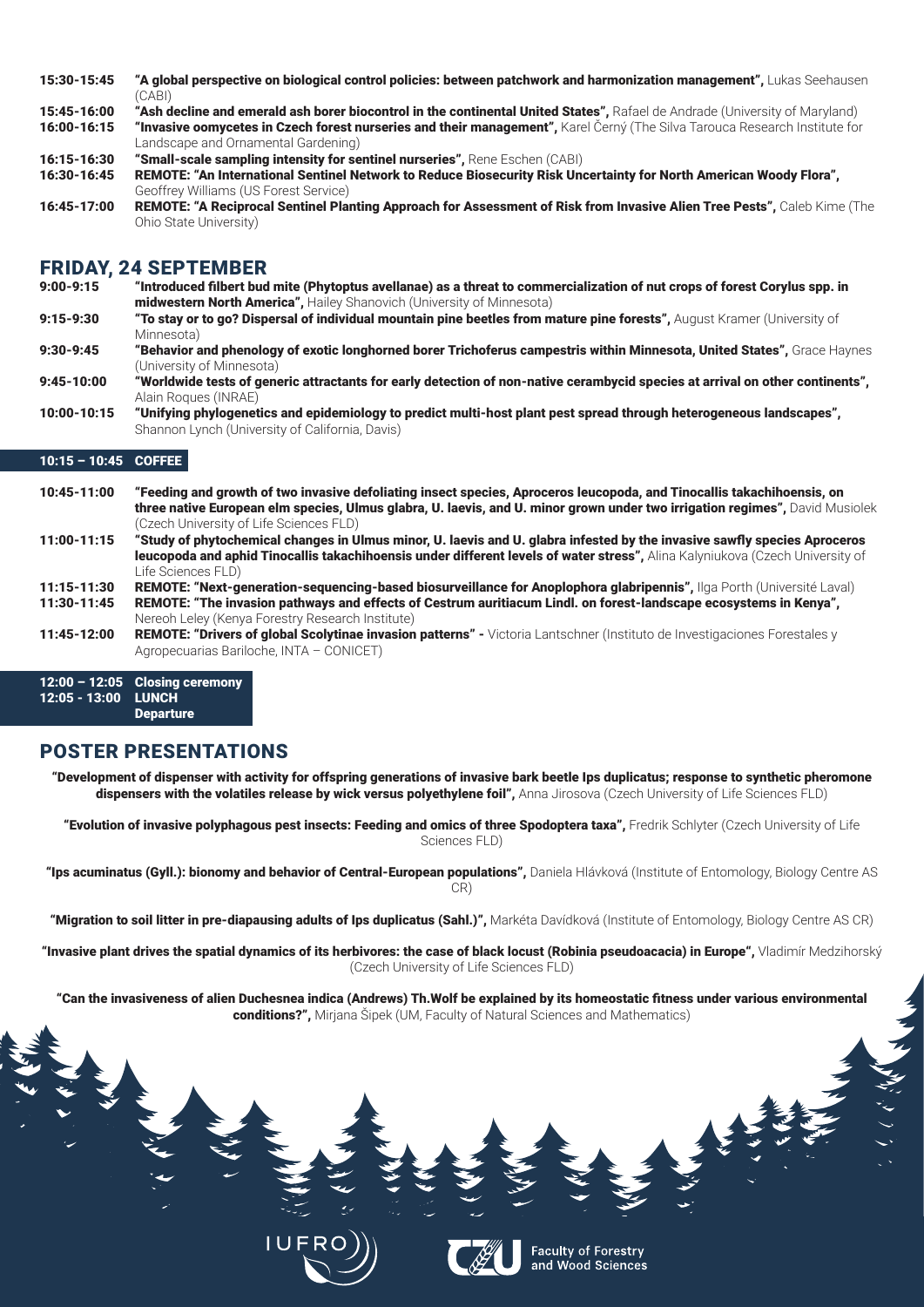**15:30-15:45** **"A global perspective on biological control policies: between patchwork and harmonization management",** Lukas Seehausen (CABI)

**15:45-16:00** **"Ash decline and emerald ash borer biocontrol in the continental United States",** Rafael de Andrade (University of Maryland)

**16:00-16:15** **"Invasive oomycetes in Czech forest nurseries and their management",** Karel Černý (The Silva Tarouca Research Institute for Landscape and Ornamental Gardening)

**16:15-16:30** **"Small-scale sampling intensity for sentinel nurseries",** Rene Eschen (CABI)

**16:30-16:45** **REMOTE: "An International Sentinel Network to Reduce Biosecurity Risk Uncertainty for North American Woody Flora",** Geoffrey Williams (US Forest Service)

**16:45-17:00** **REMOTE: "A Reciprocal Sentinel Planting Approach for Assessment of Risk from Invasive Alien Tree Pests",** Caleb Kime (The Ohio State University)

## FRIDAY, 24 SEPTEMBER

**9:00-9:15** **"Introduced filbert bud mite (Phytoptus avellanae) as a threat to commercialization of nut crops of forest Corylus spp. in midwestern North America",** Hailey Shanovich (University of Minnesota)

**9:15-9:30** **"To stay or to go? Dispersal of individual mountain pine beetles from mature pine forests",** August Kramer (University of Minnesota)

**9:30-9:45** **"Behavior and phenology of exotic longhorned borer Trichoferus campestris within Minnesota, United States",** Grace Haynes (University of Minnesota)

**9:45-10:00** **"Worldwide tests of generic attractants for early detection of non-native cerambycid species at arrival on other continents",** Alain Roques (INRAE)

**10:00-10:15** **"Unifying phylogenetics and epidemiology to predict multi-host plant pest spread through heterogeneous landscapes",** Shannon Lynch (University of California, Davis)

**10:15 – 10:45 COFFEE**

**10:45-11:00** **"Feeding and growth of two invasive defoliating insect species, Aproceros leucopoda, and Tinocallis takachihoensis, on three native European elm species, Ulmus glabra, U. laevis, and U. minor grown under two irrigation regimes",** David Musiolek (Czech University of Life Sciences FLD)

**11:00-11:15** **"Study of phytochemical changes in Ulmus minor, U. laevis and U. glabra infested by the invasive sawfly species Aproceros leucopoda and aphid Tinocallis takachihoensis under different levels of water stress",** Alina Kalyniukova (Czech University of Life Sciences FLD)

**11:15-11:30** **REMOTE: "Next-generation-sequencing-based biosurveillance for Anoplophora glabripennis",** Ilga Porth (Université Laval)

**11:30-11:45** **REMOTE: "The invasion pathways and effects of Cestrum auritiacum Lindl. on forest-landscape ecosystems in Kenya",** Nereoh Leley (Kenya Forestry Research Institute)

**11:45-12:00** **REMOTE: "Drivers of global Scolytinae invasion patterns" -** Victoria Lantschner (Instituto de Investigaciones Forestales y Agropecuarias Bariloche, INTA – CONICET)

**12:00 – 12:05 Closing ceremony**
**12:05 - 13:00 LUNCH**
**Departure**

## POSTER PRESENTATIONS

**"Development of dispenser with activity for offspring generations of invasive bark beetle Ips duplicatus; response to synthetic pheromone dispensers with the volatiles release by wick versus polyethylene foil",** Anna Jirosova (Czech University of Life Sciences FLD)

**"Evolution of invasive polyphagous pest insects: Feeding and omics of three Spodoptera taxa",** Fredrik Schlyter (Czech University of Life Sciences FLD)

**"Ips acuminatus (Gyll.): bionomy and behavior of Central-European populations",** Daniela Hlávková (Institute of Entomology, Biology Centre AS CR)

**"Migration to soil litter in pre-diapausing adults of Ips duplicatus (Sahl.)",** Markéta Davídková (Institute of Entomology, Biology Centre AS CR)

**"Invasive plant drives the spatial dynamics of its herbivores: the case of black locust (Robinia pseudoacacia) in Europe",** Vladimír Medzihorský (Czech University of Life Sciences FLD)

**"Can the invasiveness of alien Duchesnea indica (Andrews) Th.Wolf be explained by its homeostatic fitness under various environmental conditions?",** Mirjana Šipek (UM, Faculty of Natural Sciences and Mathematics)

IUFRO

Faculty of Forestry and Wood Sciences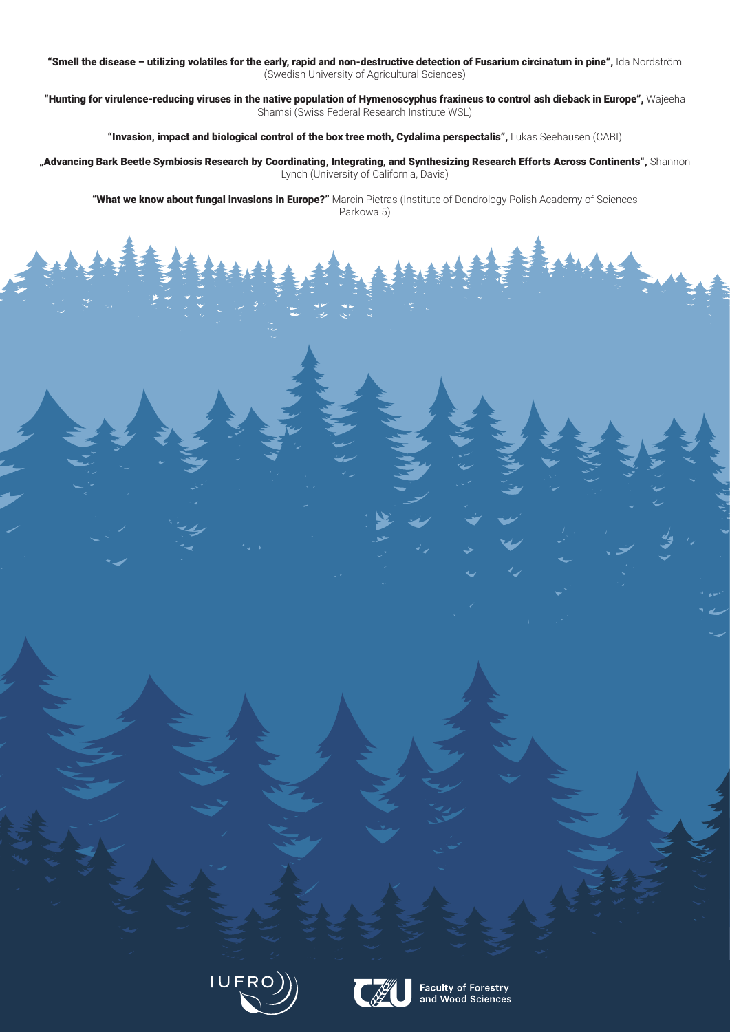**“Smell the disease – utilizing volatiles for the early, rapid and non-destructive detection of Fusarium circinatum in pine”,** Ida Nordström (Swedish University of Agricultural Sciences)

**“Hunting for virulence-reducing viruses in the native population of Hymenoscyphus fraxineus to control ash dieback in Europe”,** Wajeeha Shamsi (Swiss Federal Research Institute WSL)

**“Invasion, impact and biological control of the box tree moth, Cydalima perspectalis”,** Lukas Seehausen (CABI)

**„Advancing Bark Beetle Symbiosis Research by Coordinating, Integrating, and Synthesizing Research Efforts Across Continents“,** Shannon Lynch (University of California, Davis)

**“What we know about fungal invasions in Europe?”** Marcin Pietras (Institute of Dendrology Polish Academy of Sciences Parkowa 5)

IUFRO

Faculty of Forestry and Wood Sciences